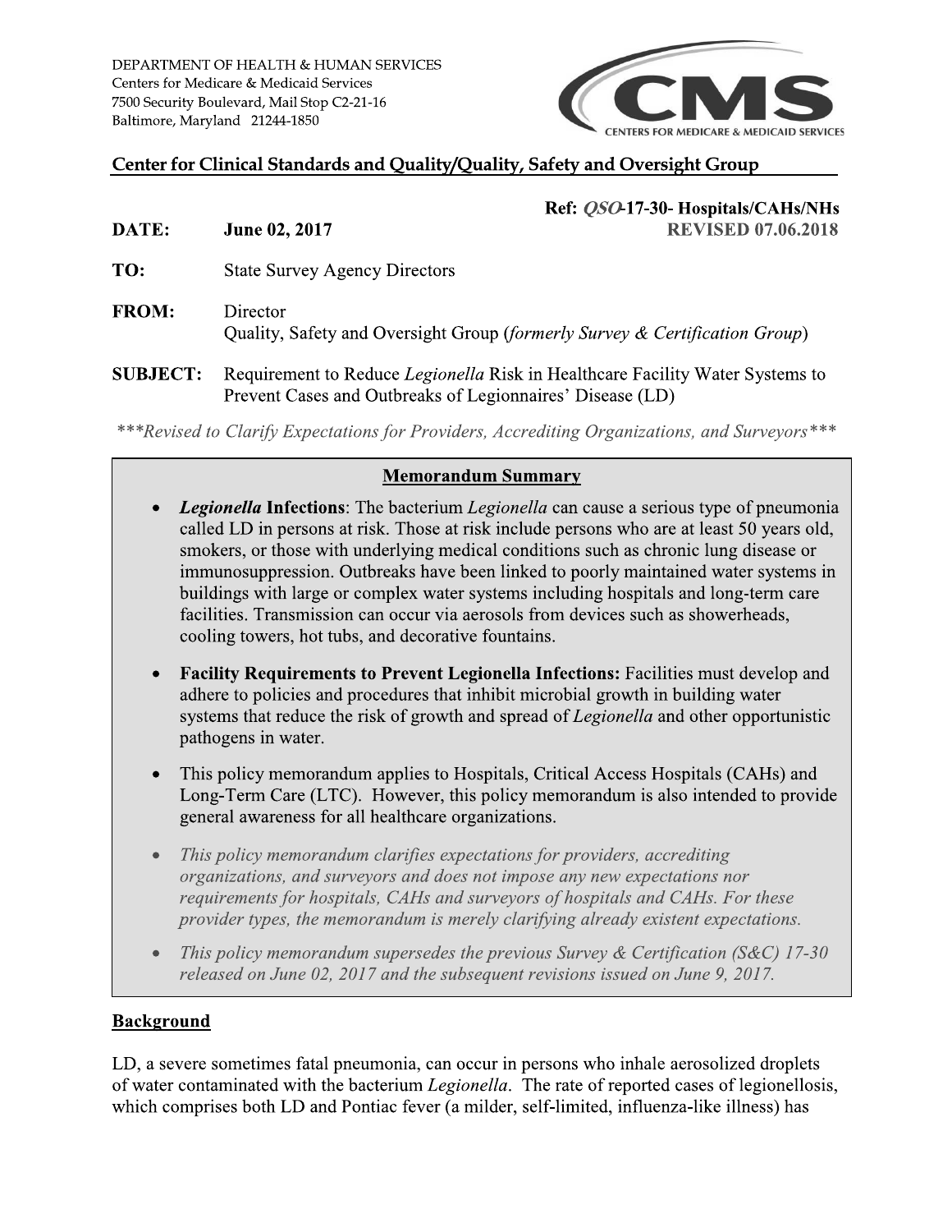DEPARTMENT OF HEALTH & HUMAN SERVICES
Centers for Medicare & Medicaid Services
7500 Security Boulevard, Mail Stop C2-21-16
Baltimore, Maryland 21244-1850

CMS — CENTERS FOR MEDICARE & MEDICAID SERVICES

**Center for Clinical Standards and Quality/Quality, Safety and Oversight Group**

**Ref: *QSO*-17-30- Hospitals/CAHs/NHs**
**REVISED 07.06.2018**

**DATE:** **June 02, 2017**

**TO:** State Survey Agency Directors

**FROM:** Director
Quality, Safety and Oversight Group (*formerly Survey & Certification Group*)

**SUBJECT:** Requirement to Reduce *Legionella* Risk in Healthcare Facility Water Systems to Prevent Cases and Outbreaks of Legionnaires' Disease (LD)

****\*Revised to Clarify Expectations for Providers, Accrediting Organizations, and Surveyors\*\*\****

## Memorandum Summary

- ***Legionella* Infections**: The bacterium *Legionella* can cause a serious type of pneumonia called LD in persons at risk. Those at risk include persons who are at least 50 years old, smokers, or those with underlying medical conditions such as chronic lung disease or immunosuppression. Outbreaks have been linked to poorly maintained water systems in buildings with large or complex water systems including hospitals and long-term care facilities. Transmission can occur via aerosols from devices such as showerheads, cooling towers, hot tubs, and decorative fountains.
- **Facility Requirements to Prevent Legionella Infections:** Facilities must develop and adhere to policies and procedures that inhibit microbial growth in building water systems that reduce the risk of growth and spread of *Legionella* and other opportunistic pathogens in water.
- This policy memorandum applies to Hospitals, Critical Access Hospitals (CAHs) and Long-Term Care (LTC). However, this policy memorandum is also intended to provide general awareness for all healthcare organizations.
- *This policy memorandum clarifies expectations for providers, accrediting organizations, and surveyors and does not impose any new expectations nor requirements for hospitals, CAHs and surveyors of hospitals and CAHs. For these provider types, the memorandum is merely clarifying already existent expectations.*
- *This policy memorandum supersedes the previous Survey & Certification (S&C) 17-30 released on June 02, 2017 and the subsequent revisions issued on June 9, 2017.*

## Background

LD, a severe sometimes fatal pneumonia, can occur in persons who inhale aerosolized droplets of water contaminated with the bacterium *Legionella*. The rate of reported cases of legionellosis, which comprises both LD and Pontiac fever (a milder, self-limited, influenza-like illness) has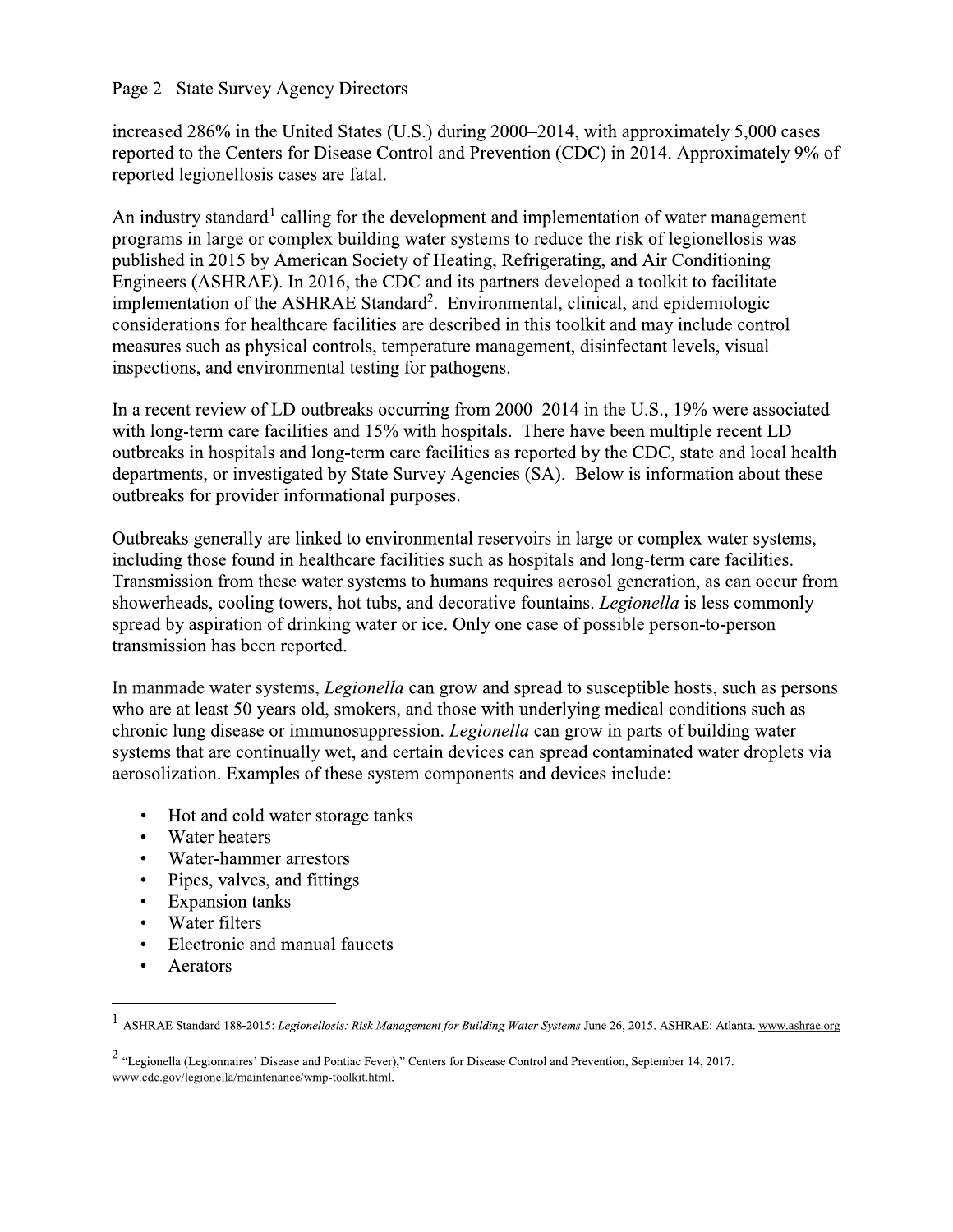increased 286% in the United States (U.S.) during 2000–2014, with approximately 5,000 cases reported to the Centers for Disease Control and Prevention (CDC) in 2014. Approximately 9% of reported legionellosis cases are fatal.

An industry standard[1] calling for the development and implementation of water management programs in large or complex building water systems to reduce the risk of legionellosis was published in 2015 by American Society of Heating, Refrigerating, and Air Conditioning Engineers (ASHRAE). In 2016, the CDC and its partners developed a toolkit to facilitate implementation of the ASHRAE Standard[2]. Environmental, clinical, and epidemiologic considerations for healthcare facilities are described in this toolkit and may include control measures such as physical controls, temperature management, disinfectant levels, visual inspections, and environmental testing for pathogens.

In a recent review of LD outbreaks occurring from 2000–2014 in the U.S., 19% were associated with long-term care facilities and 15% with hospitals. There have been multiple recent LD outbreaks in hospitals and long-term care facilities as reported by the CDC, state and local health departments, or investigated by State Survey Agencies (SA). Below is information about these outbreaks for provider informational purposes.

Outbreaks generally are linked to environmental reservoirs in large or complex water systems, including those found in healthcare facilities such as hospitals and long-term care facilities. Transmission from these water systems to humans requires aerosol generation, as can occur from showerheads, cooling towers, hot tubs, and decorative fountains. *Legionella* is less commonly spread by aspiration of drinking water or ice. Only one case of possible person-to-person transmission has been reported.

In manmade water systems, *Legionella* can grow and spread to susceptible hosts, such as persons who are at least 50 years old, smokers, and those with underlying medical conditions such as chronic lung disease or immunosuppression. *Legionella* can grow in parts of building water systems that are continually wet, and certain devices can spread contaminated water droplets via aerosolization. Examples of these system components and devices include:

- Hot and cold water storage tanks
- Water heaters
- Water-hammer arrestors
- Pipes, valves, and fittings
- Expansion tanks
- Water filters
- Electronic and manual faucets
- Aerators

---

[1] ASHRAE Standard 188-2015: *Legionellosis: Risk Management for Building Water Systems* June 26, 2015. ASHRAE: Atlanta. www.ashrae.org

[2] "Legionella (Legionnaires' Disease and Pontiac Fever)," Centers for Disease Control and Prevention, September 14, 2017. www.cdc.gov/legionella/maintenance/wmp-toolkit.html.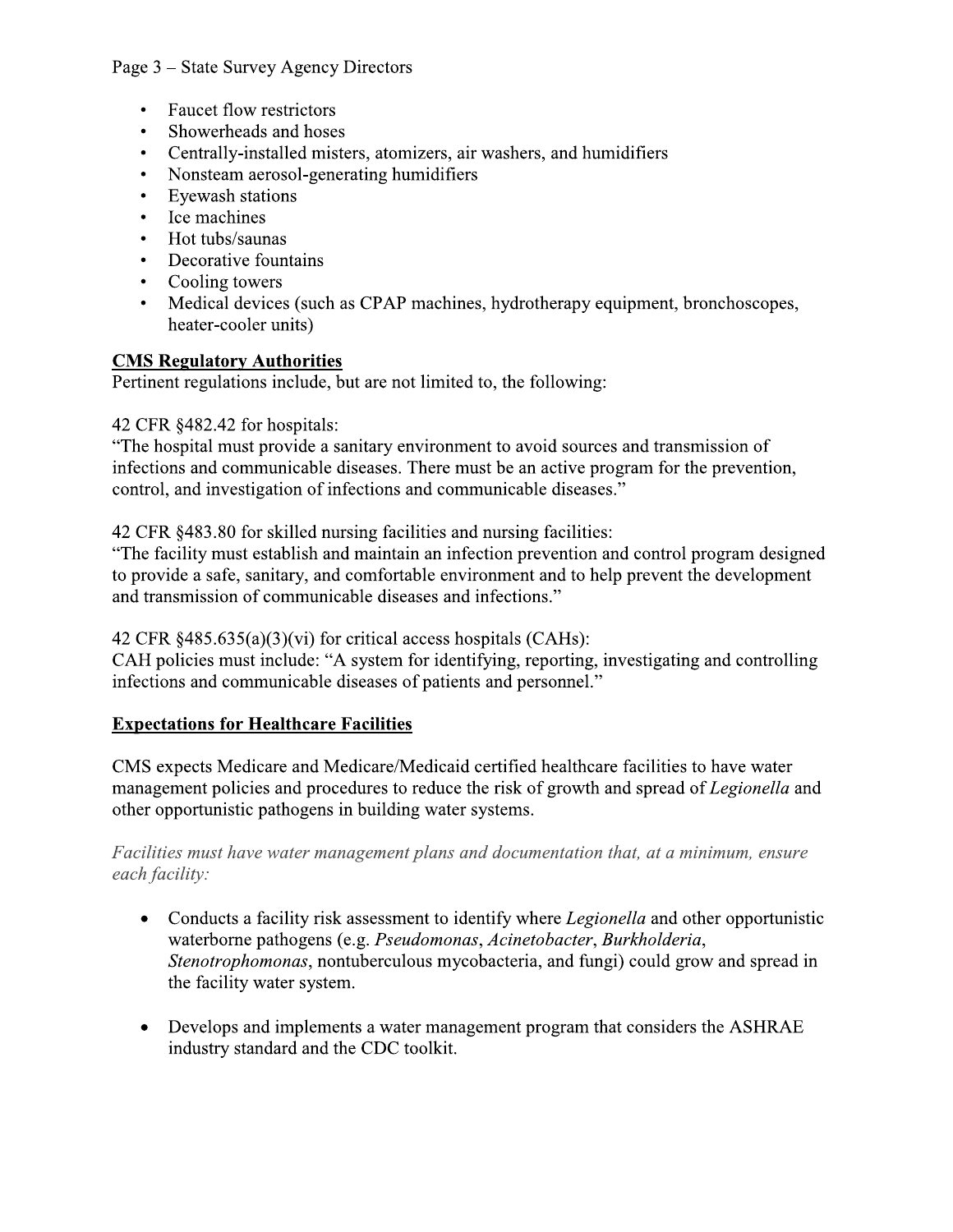- Faucet flow restrictors
- Showerheads and hoses
- Centrally-installed misters, atomizers, air washers, and humidifiers
- Nonsteam aerosol-generating humidifiers
- Eyewash stations
- Ice machines
- Hot tubs/saunas
- Decorative fountains
- Cooling towers
- Medical devices (such as CPAP machines, hydrotherapy equipment, bronchoscopes, heater-cooler units)

**CMS Regulatory Authorities**

Pertinent regulations include, but are not limited to, the following:

42 CFR §482.42 for hospitals:
"The hospital must provide a sanitary environment to avoid sources and transmission of infections and communicable diseases. There must be an active program for the prevention, control, and investigation of infections and communicable diseases."

42 CFR §483.80 for skilled nursing facilities and nursing facilities:
"The facility must establish and maintain an infection prevention and control program designed to provide a safe, sanitary, and comfortable environment and to help prevent the development and transmission of communicable diseases and infections."

42 CFR §485.635(a)(3)(vi) for critical access hospitals (CAHs):
CAH policies must include: "A system for identifying, reporting, investigating and controlling infections and communicable diseases of patients and personnel."

**Expectations for Healthcare Facilities**

CMS expects Medicare and Medicare/Medicaid certified healthcare facilities to have water management policies and procedures to reduce the risk of growth and spread of *Legionella* and other opportunistic pathogens in building water systems.

*Facilities must have water management plans and documentation that, at a minimum, ensure each facility:*

- Conducts a facility risk assessment to identify where *Legionella* and other opportunistic waterborne pathogens (e.g. *Pseudomonas*, *Acinetobacter*, *Burkholderia*, *Stenotrophomonas*, nontuberculous mycobacteria, and fungi) could grow and spread in the facility water system.

- Develops and implements a water management program that considers the ASHRAE industry standard and the CDC toolkit.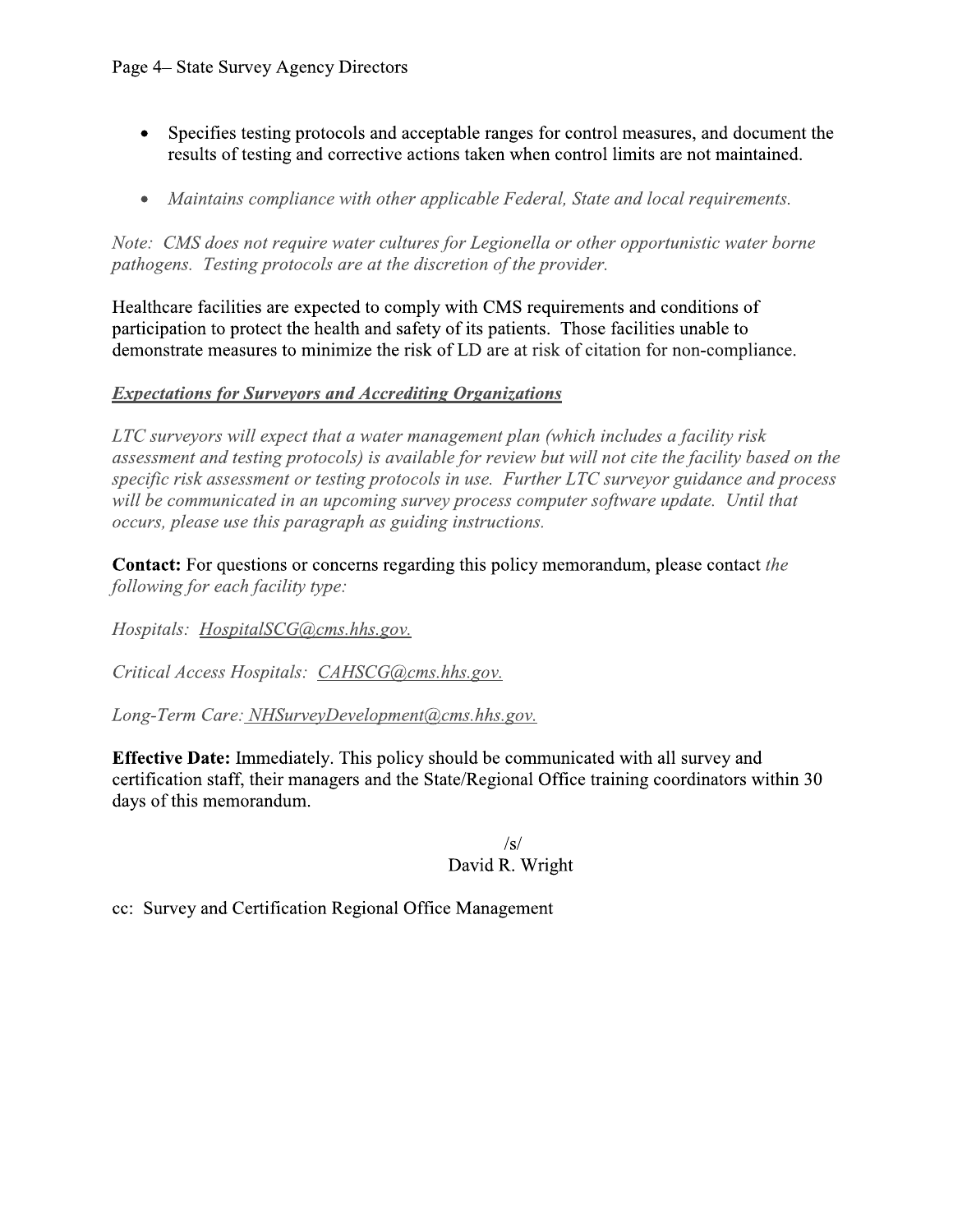- Specifies testing protocols and acceptable ranges for control measures, and document the results of testing and corrective actions taken when control limits are not maintained.

- *Maintains compliance with other applicable Federal, State and local requirements.*

*Note: CMS does not require water cultures for Legionella or other opportunistic water borne pathogens. Testing protocols are at the discretion of the provider.*

Healthcare facilities are expected to comply with CMS requirements and conditions of participation to protect the health and safety of its patients. Those facilities unable to demonstrate measures to minimize the risk of LD are at risk of citation for non-compliance.

***Expectations for Surveyors and Accrediting Organizations***

*LTC surveyors will expect that a water management plan (which includes a facility risk assessment and testing protocols) is available for review but will not cite the facility based on the specific risk assessment or testing protocols in use. Further LTC surveyor guidance and process will be communicated in an upcoming survey process computer software update. Until that occurs, please use this paragraph as guiding instructions.*

**Contact:** For questions or concerns regarding this policy memorandum, please contact *the following for each facility type:*

*Hospitals: HospitalSCG@cms.hhs.gov.*

*Critical Access Hospitals: CAHSCG@cms.hhs.gov.*

*Long-Term Care: NHSurveyDevelopment@cms.hhs.gov.*

**Effective Date:** Immediately. This policy should be communicated with all survey and certification staff, their managers and the State/Regional Office training coordinators within 30 days of this memorandum.

/s/
David R. Wright

cc: Survey and Certification Regional Office Management